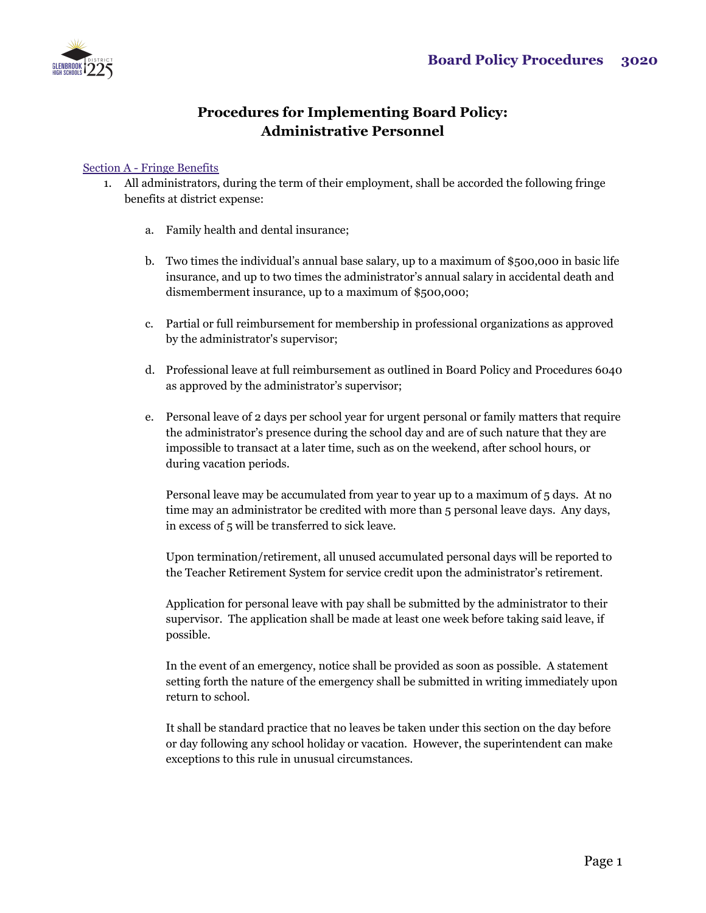# Procedures for Implementing Board Policy: Administrative Personnel

## Section A - Fringe Benefits

1. All administrators, during the term of their employment, shall be accorded the following fringe benefits at district expense:

   a. Family health and dental insurance;

   b. Two times the individual's annual base salary, up to a maximum of $500,000 in basic life insurance, and up to two times the administrator's annual salary in accidental death and dismemberment insurance, up to a maximum of $500,000;

   c. Partial or full reimbursement for membership in professional organizations as approved by the administrator's supervisor;

   d. Professional leave at full reimbursement as outlined in Board Policy and Procedures 6040 as approved by the administrator's supervisor;

   e. Personal leave of 2 days per school year for urgent personal or family matters that require the administrator's presence during the school day and are of such nature that they are impossible to transact at a later time, such as on the weekend, after school hours, or during vacation periods.

      Personal leave may be accumulated from year to year up to a maximum of 5 days. At no time may an administrator be credited with more than 5 personal leave days. Any days, in excess of 5 will be transferred to sick leave.

      Upon termination/retirement, all unused accumulated personal days will be reported to the Teacher Retirement System for service credit upon the administrator's retirement.

      Application for personal leave with pay shall be submitted by the administrator to their supervisor. The application shall be made at least one week before taking said leave, if possible.

      In the event of an emergency, notice shall be provided as soon as possible. A statement setting forth the nature of the emergency shall be submitted in writing immediately upon return to school.

      It shall be standard practice that no leaves be taken under this section on the day before or day following any school holiday or vacation. However, the superintendent can make exceptions to this rule in unusual circumstances.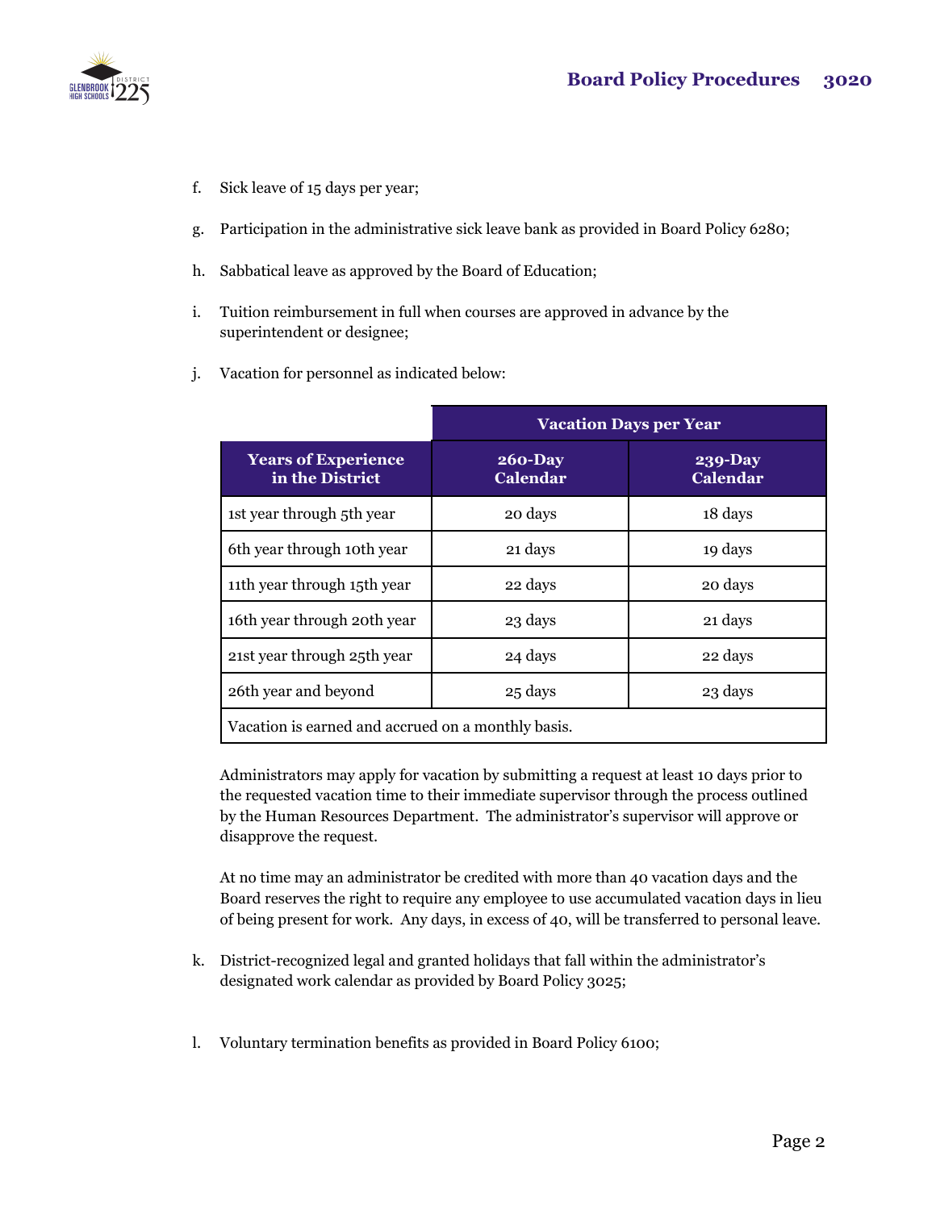f. Sick leave of 15 days per year;

g. Participation in the administrative sick leave bank as provided in Board Policy 6280;

h. Sabbatical leave as approved by the Board of Education;

i. Tuition reimbursement in full when courses are approved in advance by the superintendent or designee;

j. Vacation for personnel as indicated below:

| | **Vacation Days per Year** | |
|---|---|---|
| **Years of Experience in the District** | **260-Day Calendar** | **239-Day Calendar** |
| 1st year through 5th year | 20 days | 18 days |
| 6th year through 10th year | 21 days | 19 days |
| 11th year through 15th year | 22 days | 20 days |
| 16th year through 20th year | 23 days | 21 days |
| 21st year through 25th year | 24 days | 22 days |
| 26th year and beyond | 25 days | 23 days |
| Vacation is earned and accrued on a monthly basis. | | |

Administrators may apply for vacation by submitting a request at least 10 days prior to the requested vacation time to their immediate supervisor through the process outlined by the Human Resources Department. The administrator's supervisor will approve or disapprove the request.

At no time may an administrator be credited with more than 40 vacation days and the Board reserves the right to require any employee to use accumulated vacation days in lieu of being present for work. Any days, in excess of 40, will be transferred to personal leave.

k. District-recognized legal and granted holidays that fall within the administrator's designated work calendar as provided by Board Policy 3025;

l. Voluntary termination benefits as provided in Board Policy 6100;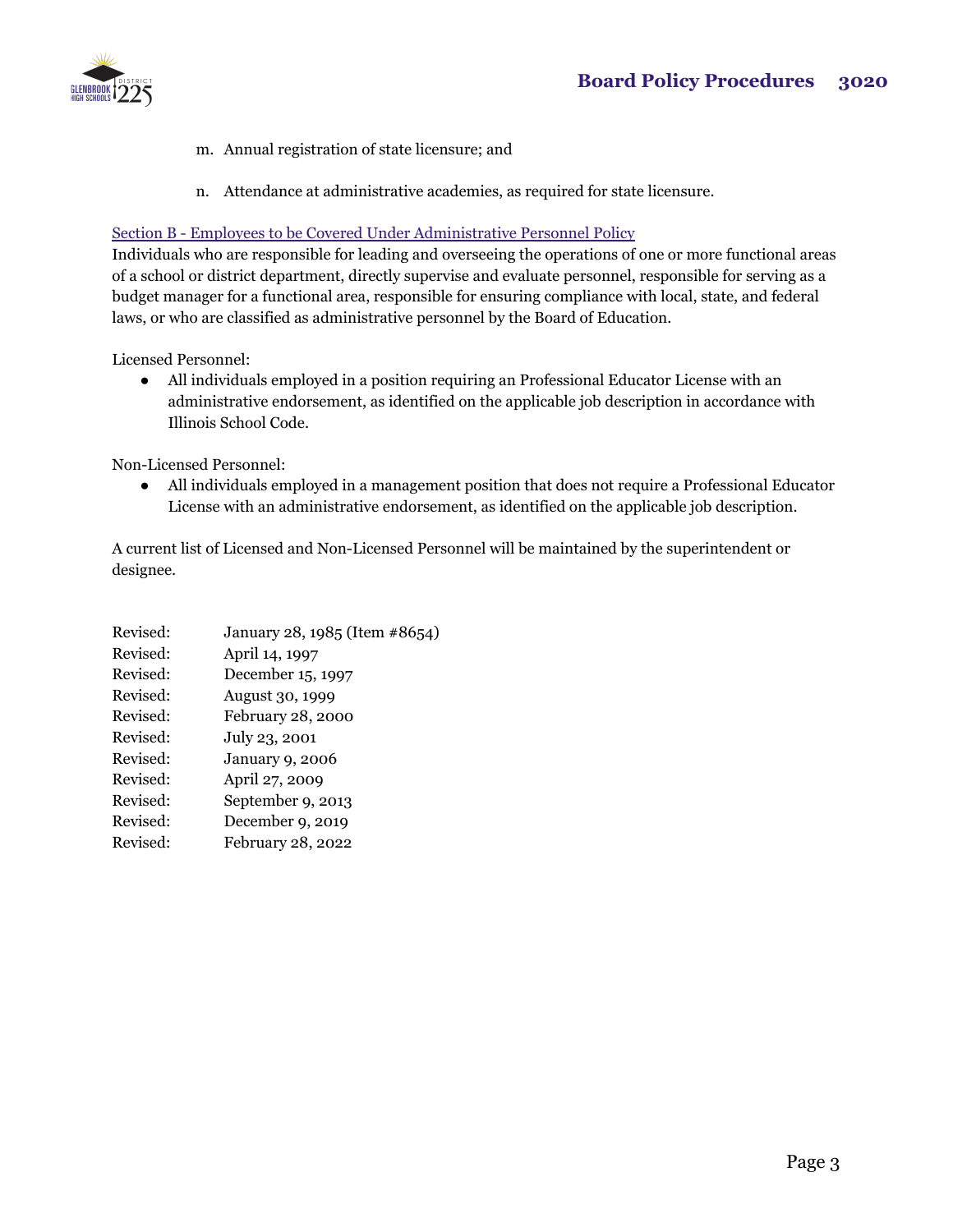m. Annual registration of state licensure; and

n. Attendance at administrative academies, as required for state licensure.

Section B - Employees to be Covered Under Administrative Personnel Policy

Individuals who are responsible for leading and overseeing the operations of one or more functional areas of a school or district department, directly supervise and evaluate personnel, responsible for serving as a budget manager for a functional area, responsible for ensuring compliance with local, state, and federal laws, or who are classified as administrative personnel by the Board of Education.

Licensed Personnel:

- All individuals employed in a position requiring an Professional Educator License with an administrative endorsement, as identified on the applicable job description in accordance with Illinois School Code.

Non-Licensed Personnel:

- All individuals employed in a management position that does not require a Professional Educator License with an administrative endorsement, as identified on the applicable job description.

A current list of Licensed and Non-Licensed Personnel will be maintained by the superintendent or designee.

| | |
|---|---|
| Revised: | January 28, 1985 (Item #8654) |
| Revised: | April 14, 1997 |
| Revised: | December 15, 1997 |
| Revised: | August 30, 1999 |
| Revised: | February 28, 2000 |
| Revised: | July 23, 2001 |
| Revised: | January 9, 2006 |
| Revised: | April 27, 2009 |
| Revised: | September 9, 2013 |
| Revised: | December 9, 2019 |
| Revised: | February 28, 2022 |